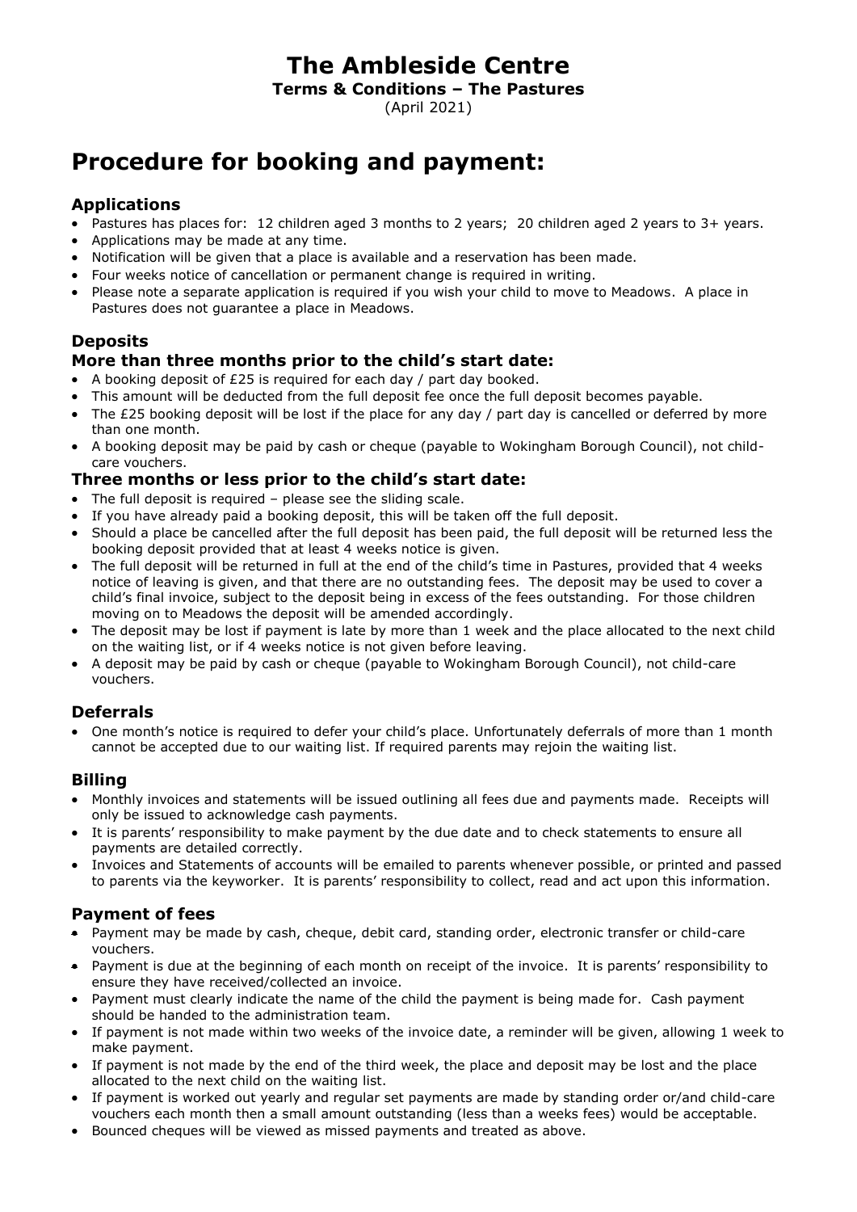# The Ambleside Centre

**Terms & Conditions – The Pastures**

(April 2021)

# Procedure for booking and payment:

### Applications

- Pastures has places for: 12 children aged 3 months to 2 years; 20 children aged 2 years to 3+ years.
- Applications may be made at any time.
- Notification will be given that a place is available and a reservation has been made.
- Four weeks notice of cancellation or permanent change is required in writing.
- Please note a separate application is required if you wish your child to move to Meadows. A place in Pastures does not guarantee a place in Meadows.

### Deposits

### More than three months prior to the child's start date:

- A booking deposit of £25 is required for each day / part day booked.
- This amount will be deducted from the full deposit fee once the full deposit becomes payable.
- The £25 booking deposit will be lost if the place for any day / part day is cancelled or deferred by more than one month.
- A booking deposit may be paid by cash or cheque (payable to Wokingham Borough Council), not child-care vouchers.

### Three months or less prior to the child's start date:

- The full deposit is required – please see the sliding scale.
- If you have already paid a booking deposit, this will be taken off the full deposit.
- Should a place be cancelled after the full deposit has been paid, the full deposit will be returned less the booking deposit provided that at least 4 weeks notice is given.
- The full deposit will be returned in full at the end of the child's time in Pastures, provided that 4 weeks notice of leaving is given, and that there are no outstanding fees. The deposit may be used to cover a child's final invoice, subject to the deposit being in excess of the fees outstanding. For those children moving on to Meadows the deposit will be amended accordingly.
- The deposit may be lost if payment is late by more than 1 week and the place allocated to the next child on the waiting list, or if 4 weeks notice is not given before leaving.
- A deposit may be paid by cash or cheque (payable to Wokingham Borough Council), not child-care vouchers.

### Deferrals

- One month's notice is required to defer your child's place. Unfortunately deferrals of more than 1 month cannot be accepted due to our waiting list. If required parents may rejoin the waiting list.

### Billing

- Monthly invoices and statements will be issued outlining all fees due and payments made. Receipts will only be issued to acknowledge cash payments.
- It is parents' responsibility to make payment by the due date and to check statements to ensure all payments are detailed correctly.
- Invoices and Statements of accounts will be emailed to parents whenever possible, or printed and passed to parents via the keyworker. It is parents' responsibility to collect, read and act upon this information.

### Payment of fees

- Payment may be made by cash, cheque, debit card, standing order, electronic transfer or child-care vouchers.
- Payment is due at the beginning of each month on receipt of the invoice. It is parents' responsibility to ensure they have received/collected an invoice.
- Payment must clearly indicate the name of the child the payment is being made for. Cash payment should be handed to the administration team.
- If payment is not made within two weeks of the invoice date, a reminder will be given, allowing 1 week to make payment.
- If payment is not made by the end of the third week, the place and deposit may be lost and the place allocated to the next child on the waiting list.
- If payment is worked out yearly and regular set payments are made by standing order or/and child-care vouchers each month then a small amount outstanding (less than a weeks fees) would be acceptable.
- Bounced cheques will be viewed as missed payments and treated as above.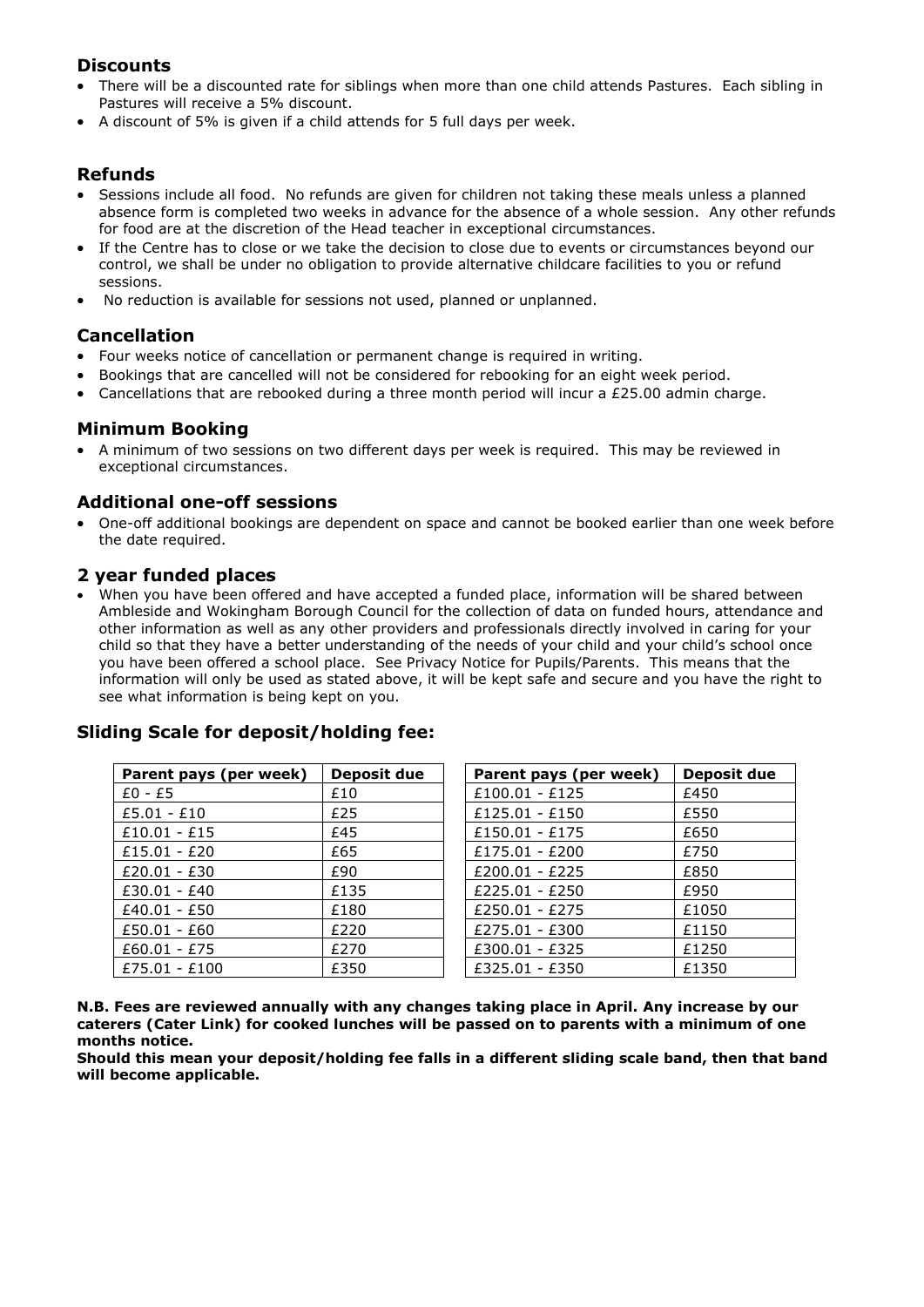## Discounts

- There will be a discounted rate for siblings when more than one child attends Pastures. Each sibling in Pastures will receive a 5% discount.
- A discount of 5% is given if a child attends for 5 full days per week.

## Refunds

- Sessions include all food. No refunds are given for children not taking these meals unless a planned absence form is completed two weeks in advance for the absence of a whole session. Any other refunds for food are at the discretion of the Head teacher in exceptional circumstances.
- If the Centre has to close or we take the decision to close due to events or circumstances beyond our control, we shall be under no obligation to provide alternative childcare facilities to you or refund sessions.
- No reduction is available for sessions not used, planned or unplanned.

## Cancellation

- Four weeks notice of cancellation or permanent change is required in writing.
- Bookings that are cancelled will not be considered for rebooking for an eight week period.
- Cancellations that are rebooked during a three month period will incur a £25.00 admin charge.

## Minimum Booking

- A minimum of two sessions on two different days per week is required. This may be reviewed in exceptional circumstances.

## Additional one-off sessions

- One-off additional bookings are dependent on space and cannot be booked earlier than one week before the date required.

## 2 year funded places

- When you have been offered and have accepted a funded place, information will be shared between Ambleside and Wokingham Borough Council for the collection of data on funded hours, attendance and other information as well as any other providers and professionals directly involved in caring for your child so that they have a better understanding of the needs of your child and your child's school once you have been offered a school place. See Privacy Notice for Pupils/Parents. This means that the information will only be used as stated above, it will be kept safe and secure and you have the right to see what information is being kept on you.

## Sliding Scale for deposit/holding fee:

| Parent pays (per week) | Deposit due |
|---|---|
| £0 - £5 | £10 |
| £5.01 - £10 | £25 |
| £10.01 - £15 | £45 |
| £15.01 - £20 | £65 |
| £20.01 - £30 | £90 |
| £30.01 - £40 | £135 |
| £40.01 - £50 | £180 |
| £50.01 - £60 | £220 |
| £60.01 - £75 | £270 |
| £75.01 - £100 | £350 |

| Parent pays (per week) | Deposit due |
|---|---|
| £100.01 - £125 | £450 |
| £125.01 - £150 | £550 |
| £150.01 - £175 | £650 |
| £175.01 - £200 | £750 |
| £200.01 - £225 | £850 |
| £225.01 - £250 | £950 |
| £250.01 - £275 | £1050 |
| £275.01 - £300 | £1150 |
| £300.01 - £325 | £1250 |
| £325.01 - £350 | £1350 |

**N.B. Fees are reviewed annually with any changes taking place in April. Any increase by our caterers (Cater Link) for cooked lunches will be passed on to parents with a minimum of one months notice.**
**Should this mean your deposit/holding fee falls in a different sliding scale band, then that band will become applicable.**